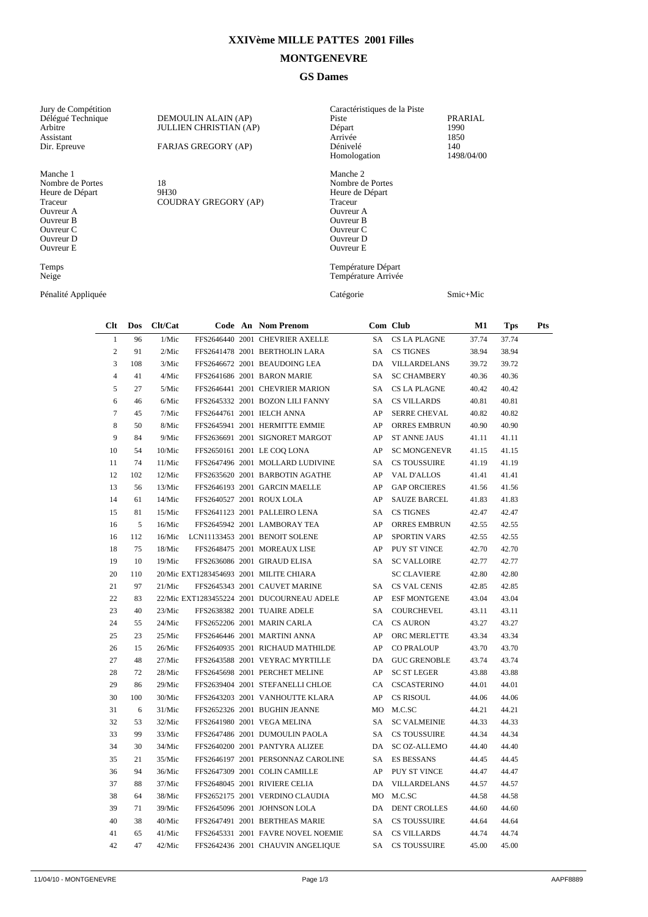# XXIVème MILLE PATTES 2001 Filles

## MONTGENEVRE

### GS Dames

| Jury de Compétition | | Caractéristiques de la Piste | |
|---|---|---|---|
| Délégué Technique | DEMOULIN ALAIN (AP) | Piste | PRARIAL |
| Arbitre | JULLIEN CHRISTIAN (AP) | Départ | 1990 |
| Assistant | | Arrivée | 1850 |
| Dir. Epreuve | FARJAS GREGORY (AP) | Dénivelé | 140 |
| | | Homologation | 1498/04/00 |

| Manche 1 | | Manche 2 | |
|---|---|---|---|
| Nombre de Portes | 18 | Nombre de Portes | |
| Heure de Départ | 9H30 | Heure de Départ | |
| Traceur | COUDRAY GREGORY (AP) | Traceur | |
| Ouvreur A | | Ouvreur A | |
| Ouvreur B | | Ouvreur B | |
| Ouvreur C | | Ouvreur C | |
| Ouvreur D | | Ouvreur D | |
| Ouvreur E | | Ouvreur E | |

| | | | |
|---|---|---|---|
| Temps | | Température Départ | |
| Neige | | Température Arrivée | |
| Pénalité Appliquée | | Catégorie | Smic+Mic |

| Clt | Dos | Clt/Cat | Code | An | Nom Prenom | Com | Club | M1 | Tps | Pts |
|---|---|---|---|---|---|---|---|---|---|---|
| 1 | 96 | 1/Mic | FFS2646440 | 2001 | CHEVRIER AXELLE | SA | CS LA PLAGNE | 37.74 | 37.74 | |
| 2 | 91 | 2/Mic | FFS2641478 | 2001 | BERTHOLIN LARA | SA | CS TIGNES | 38.94 | 38.94 | |
| 3 | 108 | 3/Mic | FFS2646672 | 2001 | BEAUDOING LEA | DA | VILLARDELANS | 39.72 | 39.72 | |
| 4 | 41 | 4/Mic | FFS2641686 | 2001 | BARON MARIE | SA | SC CHAMBERY | 40.36 | 40.36 | |
| 5 | 27 | 5/Mic | FFS2646441 | 2001 | CHEVRIER MARION | SA | CS LA PLAGNE | 40.42 | 40.42 | |
| 6 | 46 | 6/Mic | FFS2645332 | 2001 | BOZON LILI FANNY | SA | CS VILLARDS | 40.81 | 40.81 | |
| 7 | 45 | 7/Mic | FFS2644761 | 2001 | IELCH ANNA | AP | SERRE CHEVAL | 40.82 | 40.82 | |
| 8 | 50 | 8/Mic | FFS2645941 | 2001 | HERMITTE EMMIE | AP | ORRES EMBRUN | 40.90 | 40.90 | |
| 9 | 84 | 9/Mic | FFS2636691 | 2001 | SIGNORET MARGOT | AP | ST ANNE JAUS | 41.11 | 41.11 | |
| 10 | 54 | 10/Mic | FFS2650161 | 2001 | LE COQ LONA | AP | SC MONGENEVR | 41.15 | 41.15 | |
| 11 | 74 | 11/Mic | FFS2647496 | 2001 | MOLLARD LUDIVINE | SA | CS TOUSSUIRE | 41.19 | 41.19 | |
| 12 | 102 | 12/Mic | FFS2635620 | 2001 | BARBOTIN AGATHE | AP | VAL D'ALLOS | 41.41 | 41.41 | |
| 13 | 56 | 13/Mic | FFS2646193 | 2001 | GARCIN MAELLE | AP | GAP ORCIERES | 41.56 | 41.56 | |
| 14 | 61 | 14/Mic | FFS2640527 | 2001 | ROUX LOLA | AP | SAUZE BARCEL | 41.83 | 41.83 | |
| 15 | 81 | 15/Mic | FFS2641123 | 2001 | PALLEIRO LENA | SA | CS TIGNES | 42.47 | 42.47 | |
| 16 | 5 | 16/Mic | FFS2645942 | 2001 | LAMBORAY TEA | AP | ORRES EMBRUN | 42.55 | 42.55 | |
| 16 | 112 | 16/Mic | LCN11133453 | 2001 | BENOIT SOLENE | AP | SPORTIN VARS | 42.55 | 42.55 | |
| 18 | 75 | 18/Mic | FFS2648475 | 2001 | MOREAUX LISE | AP | PUY ST VINCE | 42.70 | 42.70 | |
| 19 | 10 | 19/Mic | FFS2636086 | 2001 | GIRAUD ELISA | SA | SC VALLOIRE | 42.77 | 42.77 | |
| 20 | 110 | 20/Mic | EXT1283454693 | 2001 | MILITE CHIARA | | SC CLAVIERE | 42.80 | 42.80 | |
| 21 | 97 | 21/Mic | FFS2645343 | 2001 | CAUVET MARINE | SA | CS VAL CENIS | 42.85 | 42.85 | |
| 22 | 83 | 22/Mic | EXT1283455224 | 2001 | DUCOURNEAU ADELE | AP | ESF MONTGENE | 43.04 | 43.04 | |
| 23 | 40 | 23/Mic | FFS2638382 | 2001 | TUAIRE ADELE | SA | COURCHEVEL | 43.11 | 43.11 | |
| 24 | 55 | 24/Mic | FFS2652206 | 2001 | MARIN CARLA | CA | CS AURON | 43.27 | 43.27 | |
| 25 | 23 | 25/Mic | FFS2646446 | 2001 | MARTINI ANNA | AP | ORC MERLETTE | 43.34 | 43.34 | |
| 26 | 15 | 26/Mic | FFS2640935 | 2001 | RICHAUD MATHILDE | AP | CO PRALOUP | 43.70 | 43.70 | |
| 27 | 48 | 27/Mic | FFS2643588 | 2001 | VEYRAC MYRTILLE | DA | GUC GRENOBLE | 43.74 | 43.74 | |
| 28 | 72 | 28/Mic | FFS2645698 | 2001 | PERCHET MELINE | AP | SC ST LEGER | 43.88 | 43.88 | |
| 29 | 86 | 29/Mic | FFS2639404 | 2001 | STEFANELLI CHLOE | CA | CSCASTERINO | 44.01 | 44.01 | |
| 30 | 100 | 30/Mic | FFS2643203 | 2001 | VANHOUTTE KLARA | AP | CS RISOUL | 44.06 | 44.06 | |
| 31 | 6 | 31/Mic | FFS2652326 | 2001 | BUGHIN JEANNE | MO | M.C.SC | 44.21 | 44.21 | |
| 32 | 53 | 32/Mic | FFS2641980 | 2001 | VEGA MELINA | SA | SC VALMEINIE | 44.33 | 44.33 | |
| 33 | 99 | 33/Mic | FFS2647486 | 2001 | DUMOULIN PAOLA | SA | CS TOUSSUIRE | 44.34 | 44.34 | |
| 34 | 30 | 34/Mic | FFS2640200 | 2001 | PANTYRA ALIZEE | DA | SC OZ-ALLEMO | 44.40 | 44.40 | |
| 35 | 21 | 35/Mic | FFS2646197 | 2001 | PERSONNAZ CAROLINE | SA | ES BESSANS | 44.45 | 44.45 | |
| 36 | 94 | 36/Mic | FFS2647309 | 2001 | COLIN CAMILLE | AP | PUY ST VINCE | 44.47 | 44.47 | |
| 37 | 88 | 37/Mic | FFS2648045 | 2001 | RIVIERE CELIA | DA | VILLARDELANS | 44.57 | 44.57 | |
| 38 | 64 | 38/Mic | FFS2652175 | 2001 | VERDINO CLAUDIA | MO | M.C.SC | 44.58 | 44.58 | |
| 39 | 71 | 39/Mic | FFS2645096 | 2001 | JOHNSON LOLA | DA | DENT CROLLES | 44.60 | 44.60 | |
| 40 | 38 | 40/Mic | FFS2647491 | 2001 | BERTHEAS MARIE | SA | CS TOUSSUIRE | 44.64 | 44.64 | |
| 41 | 65 | 41/Mic | FFS2645331 | 2001 | FAVRE NOVEL NOEMIE | SA | CS VILLARDS | 44.74 | 44.74 | |
| 42 | 47 | 42/Mic | FFS2642436 | 2001 | CHAUVIN ANGELIQUE | SA | CS TOUSSUIRE | 45.00 | 45.00 | |

11/04/10 - MONTGENEVRE AAPF8889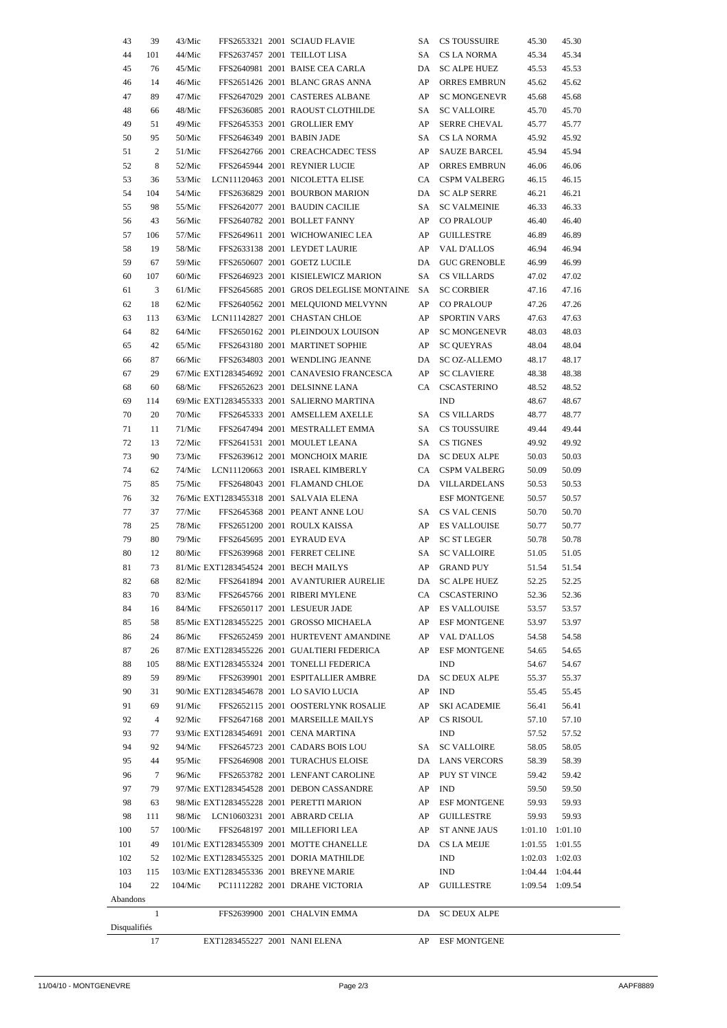| | | | | | | | | | |
|---|---|---|---|---|---|---|---|---|---|
| 43 | 39 | 43/Mic | FFS2653321 | 2001 | SCIAUD FLAVIE | SA | CS TOUSSUIRE | 45.30 | 45.30 |
| 44 | 101 | 44/Mic | FFS2637457 | 2001 | TEILLOT LISA | SA | CS LA NORMA | 45.34 | 45.34 |
| 45 | 76 | 45/Mic | FFS2640981 | 2001 | BAISE CEA CARLA | DA | SC ALPE HUEZ | 45.53 | 45.53 |
| 46 | 14 | 46/Mic | FFS2651426 | 2001 | BLANC GRAS ANNA | AP | ORRES EMBRUN | 45.62 | 45.62 |
| 47 | 89 | 47/Mic | FFS2647029 | 2001 | CASTERES ALBANE | AP | SC MONGENEVR | 45.68 | 45.68 |
| 48 | 66 | 48/Mic | FFS2636085 | 2001 | RAOUST CLOTHILDE | SA | SC VALLOIRE | 45.70 | 45.70 |
| 49 | 51 | 49/Mic | FFS2645353 | 2001 | GROLLIER EMY | AP | SERRE CHEVAL | 45.77 | 45.77 |
| 50 | 95 | 50/Mic | FFS2646349 | 2001 | BABIN JADE | SA | CS LA NORMA | 45.92 | 45.92 |
| 51 | 2 | 51/Mic | FFS2642766 | 2001 | CREACHCADEC TESS | AP | SAUZE BARCEL | 45.94 | 45.94 |
| 52 | 8 | 52/Mic | FFS2645944 | 2001 | REYNIER LUCIE | AP | ORRES EMBRUN | 46.06 | 46.06 |
| 53 | 36 | 53/Mic | LCN11120463 | 2001 | NICOLETTA ELISE | CA | CSPM VALBERG | 46.15 | 46.15 |
| 54 | 104 | 54/Mic | FFS2636829 | 2001 | BOURBON MARION | DA | SC ALP SERRE | 46.21 | 46.21 |
| 55 | 98 | 55/Mic | FFS2642077 | 2001 | BAUDIN CACILIE | SA | SC VALMEINIE | 46.33 | 46.33 |
| 56 | 43 | 56/Mic | FFS2640782 | 2001 | BOLLET FANNY | AP | CO PRALOUP | 46.40 | 46.40 |
| 57 | 106 | 57/Mic | FFS2649611 | 2001 | WICHOWANIEC LEA | AP | GUILLESTRE | 46.89 | 46.89 |
| 58 | 19 | 58/Mic | FFS2633138 | 2001 | LEYDET LAURIE | AP | VAL D'ALLOS | 46.94 | 46.94 |
| 59 | 67 | 59/Mic | FFS2650607 | 2001 | GOETZ LUCILE | DA | GUC GRENOBLE | 46.99 | 46.99 |
| 60 | 107 | 60/Mic | FFS2646923 | 2001 | KISIELEWICZ MARION | SA | CS VILLARDS | 47.02 | 47.02 |
| 61 | 3 | 61/Mic | FFS2645685 | 2001 | GROS DELEGLISE MONTAINE | SA | SC CORBIER | 47.16 | 47.16 |
| 62 | 18 | 62/Mic | FFS2640562 | 2001 | MELQUIOND MELVYNN | AP | CO PRALOUP | 47.26 | 47.26 |
| 63 | 113 | 63/Mic | LCN11142827 | 2001 | CHASTAN CHLOE | AP | SPORTIN VARS | 47.63 | 47.63 |
| 64 | 82 | 64/Mic | FFS2650162 | 2001 | PLEINDOUX LOUISON | AP | SC MONGENEVR | 48.03 | 48.03 |
| 65 | 42 | 65/Mic | FFS2643180 | 2001 | MARTINET SOPHIE | AP | SC QUEYRAS | 48.04 | 48.04 |
| 66 | 87 | 66/Mic | FFS2634803 | 2001 | WENDLING JEANNE | DA | SC OZ-ALLEMO | 48.17 | 48.17 |
| 67 | 29 | 67/Mic | EXT1283454692 | 2001 | CANAVESIO FRANCESCA | AP | SC CLAVIERE | 48.38 | 48.38 |
| 68 | 60 | 68/Mic | FFS2652623 | 2001 | DELSINNE LANA | CA | CSCASTERINO | 48.52 | 48.52 |
| 69 | 114 | 69/Mic | EXT1283455333 | 2001 | SALIERNO MARTINA | | IND | 48.67 | 48.67 |
| 70 | 20 | 70/Mic | FFS2645333 | 2001 | AMSELLEM AXELLE | SA | CS VILLARDS | 48.77 | 48.77 |
| 71 | 11 | 71/Mic | FFS2647494 | 2001 | MESTRALLET EMMA | SA | CS TOUSSUIRE | 49.44 | 49.44 |
| 72 | 13 | 72/Mic | FFS2641531 | 2001 | MOULET LEANA | SA | CS TIGNES | 49.92 | 49.92 |
| 73 | 90 | 73/Mic | FFS2639612 | 2001 | MONCHOIX MARIE | DA | SC DEUX ALPE | 50.03 | 50.03 |
| 74 | 62 | 74/Mic | LCN11120663 | 2001 | ISRAEL KIMBERLY | CA | CSPM VALBERG | 50.09 | 50.09 |
| 75 | 85 | 75/Mic | FFS2648043 | 2001 | FLAMAND CHLOE | DA | VILLARDELANS | 50.53 | 50.53 |
| 76 | 32 | 76/Mic | EXT1283455318 | 2001 | SALVAIA ELENA | | ESF MONTGENE | 50.57 | 50.57 |
| 77 | 37 | 77/Mic | FFS2645368 | 2001 | PEANT ANNE LOU | SA | CS VAL CENIS | 50.70 | 50.70 |
| 78 | 25 | 78/Mic | FFS2651200 | 2001 | ROULX KAISSA | AP | ES VALLOUISE | 50.77 | 50.77 |
| 79 | 80 | 79/Mic | FFS2645695 | 2001 | EYRAUD EVA | AP | SC ST LEGER | 50.78 | 50.78 |
| 80 | 12 | 80/Mic | FFS2639968 | 2001 | FERRET CELINE | SA | SC VALLOIRE | 51.05 | 51.05 |
| 81 | 73 | 81/Mic | EXT1283454524 | 2001 | BECH MAILYS | AP | GRAND PUY | 51.54 | 51.54 |
| 82 | 68 | 82/Mic | FFS2641894 | 2001 | AVANTURIER AURELIE | DA | SC ALPE HUEZ | 52.25 | 52.25 |
| 83 | 70 | 83/Mic | FFS2645766 | 2001 | RIBERI MYLENE | CA | CSCASTERINO | 52.36 | 52.36 |
| 84 | 16 | 84/Mic | FFS2650117 | 2001 | LESUEUR JADE | AP | ES VALLOUISE | 53.57 | 53.57 |
| 85 | 58 | 85/Mic | EXT1283455225 | 2001 | GROSSO MICHAELA | AP | ESF MONTGENE | 53.97 | 53.97 |
| 86 | 24 | 86/Mic | FFS2652459 | 2001 | HURTEVENT AMANDINE | AP | VAL D'ALLOS | 54.58 | 54.58 |
| 87 | 26 | 87/Mic | EXT1283455226 | 2001 | GUALTIERI FEDERICA | AP | ESF MONTGENE | 54.65 | 54.65 |
| 88 | 105 | 88/Mic | EXT1283455324 | 2001 | TONELLI FEDERICA | | IND | 54.67 | 54.67 |
| 89 | 59 | 89/Mic | FFS2639901 | 2001 | ESPITALLIER AMBRE | DA | SC DEUX ALPE | 55.37 | 55.37 |
| 90 | 31 | 90/Mic | EXT1283454678 | 2001 | LO SAVIO LUCIA | AP | IND | 55.45 | 55.45 |
| 91 | 69 | 91/Mic | FFS2652115 | 2001 | OOSTERLYNK ROSALIE | AP | SKI ACADEMIE | 56.41 | 56.41 |
| 92 | 4 | 92/Mic | FFS2647168 | 2001 | MARSEILLE MAILYS | AP | CS RISOUL | 57.10 | 57.10 |
| 93 | 77 | 93/Mic | EXT1283454691 | 2001 | CENA MARTINA | | IND | 57.52 | 57.52 |
| 94 | 92 | 94/Mic | FFS2645723 | 2001 | CADARS BOIS LOU | SA | SC VALLOIRE | 58.05 | 58.05 |
| 95 | 44 | 95/Mic | FFS2646908 | 2001 | TURACHUS ELOISE | DA | LANS VERCORS | 58.39 | 58.39 |
| 96 | 7 | 96/Mic | FFS2653782 | 2001 | LENFANT CAROLINE | AP | PUY ST VINCE | 59.42 | 59.42 |
| 97 | 79 | 97/Mic | EXT1283454528 | 2001 | DEBON CASSANDRE | AP | IND | 59.50 | 59.50 |
| 98 | 63 | 98/Mic | EXT1283455228 | 2001 | PERETTI MARION | AP | ESF MONTGENE | 59.93 | 59.93 |
| 98 | 111 | 98/Mic | LCN10603231 | 2001 | ABRARD CELIA | AP | GUILLESTRE | 59.93 | 59.93 |
| 100 | 57 | 100/Mic | FFS2648197 | 2001 | MILLEFIORI LEA | AP | ST ANNE JAUS | 1:01.10 | 1:01.10 |
| 101 | 49 | 101/Mic | EXT1283455309 | 2001 | MOTTE CHANELLE | DA | CS LA MEIJE | 1:01.55 | 1:01.55 |
| 102 | 52 | 102/Mic | EXT1283455325 | 2001 | DORIA MATHILDE | | IND | 1:02.03 | 1:02.03 |
| 103 | 115 | 103/Mic | EXT1283455336 | 2001 | BREYNE MARIE | | IND | 1:04.44 | 1:04.44 |
| 104 | 22 | 104/Mic | PC11112282 | 2001 | DRAHE VICTORIA | AP | GUILLESTRE | 1:09.54 | 1:09.54 |

Abandons

| | | | | | | | | | |
|---|---|---|---|---|---|---|---|---|---|
| | 1 | | FFS2639900 | 2001 | CHALVIN EMMA | DA | SC DEUX ALPE | | |

Disqualifiés

| | | | | | | | | | |
|---|---|---|---|---|---|---|---|---|---|
| | 17 | | EXT1283455227 | 2001 | NANI ELENA | AP | ESF MONTGENE | | |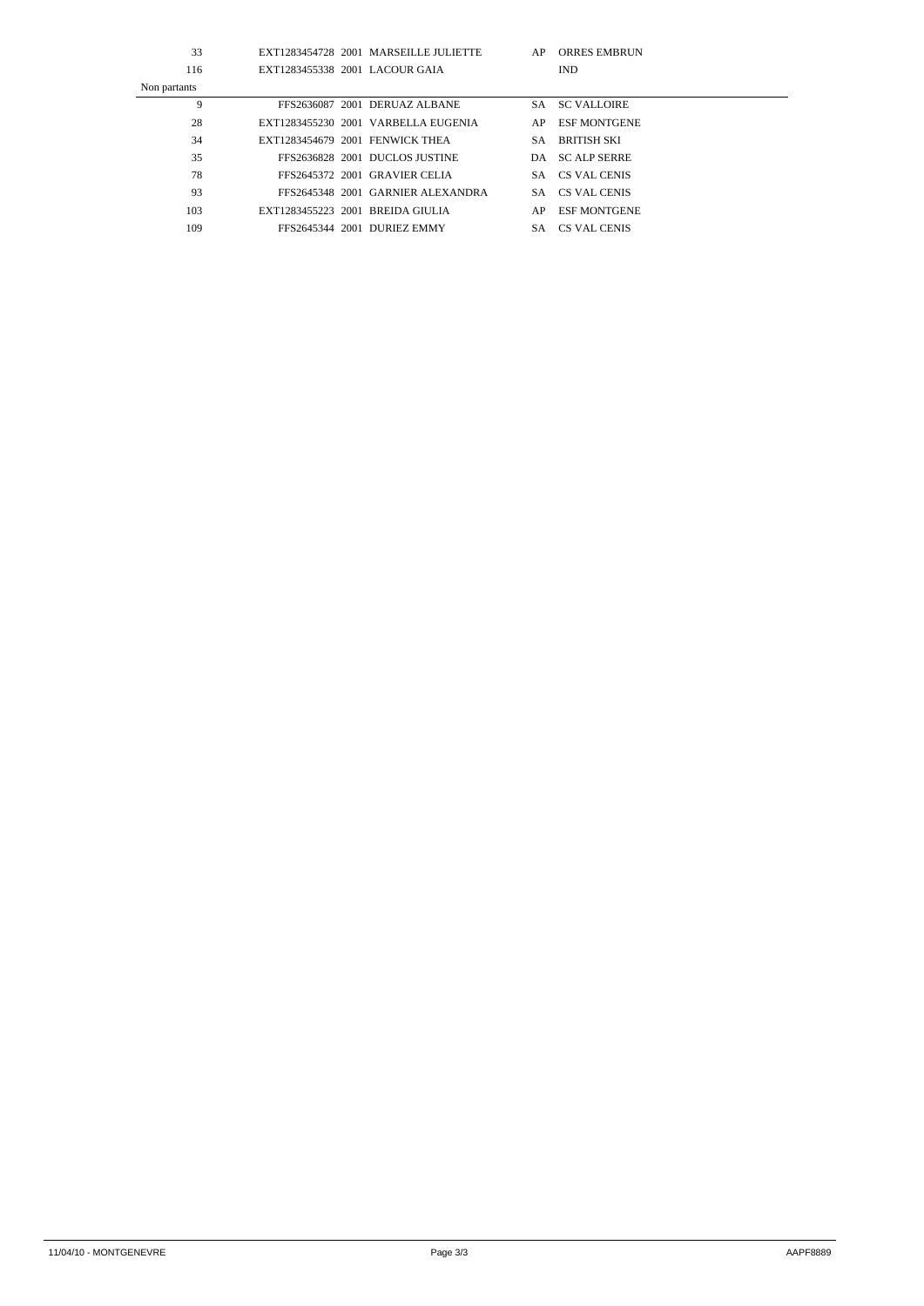| | | | | | |
|---|---|---|---|---|---|
| 33 | EXT1283454728 | 2001 | MARSEILLE JULIETTE | AP | ORRES EMBRUN |
| 116 | EXT1283455338 | 2001 | LACOUR GAIA | | IND |

Non partants

| | | | | | |
|---|---|---|---|---|---|
| 9 | FFS2636087 | 2001 | DERUAZ ALBANE | SA | SC VALLOIRE |
| 28 | EXT1283455230 | 2001 | VARBELLA EUGENIA | AP | ESF MONTGENE |
| 34 | EXT1283454679 | 2001 | FENWICK THEA | SA | BRITISH SKI |
| 35 | FFS2636828 | 2001 | DUCLOS JUSTINE | DA | SC ALP SERRE |
| 78 | FFS2645372 | 2001 | GRAVIER CELIA | SA | CS VAL CENIS |
| 93 | FFS2645348 | 2001 | GARNIER ALEXANDRA | SA | CS VAL CENIS |
| 103 | EXT1283455223 | 2001 | BREIDA GIULIA | AP | ESF MONTGENE |
| 109 | FFS2645344 | 2001 | DURIEZ EMMY | SA | CS VAL CENIS |

11/04/10 - MONTGENEVRE AAPF8889